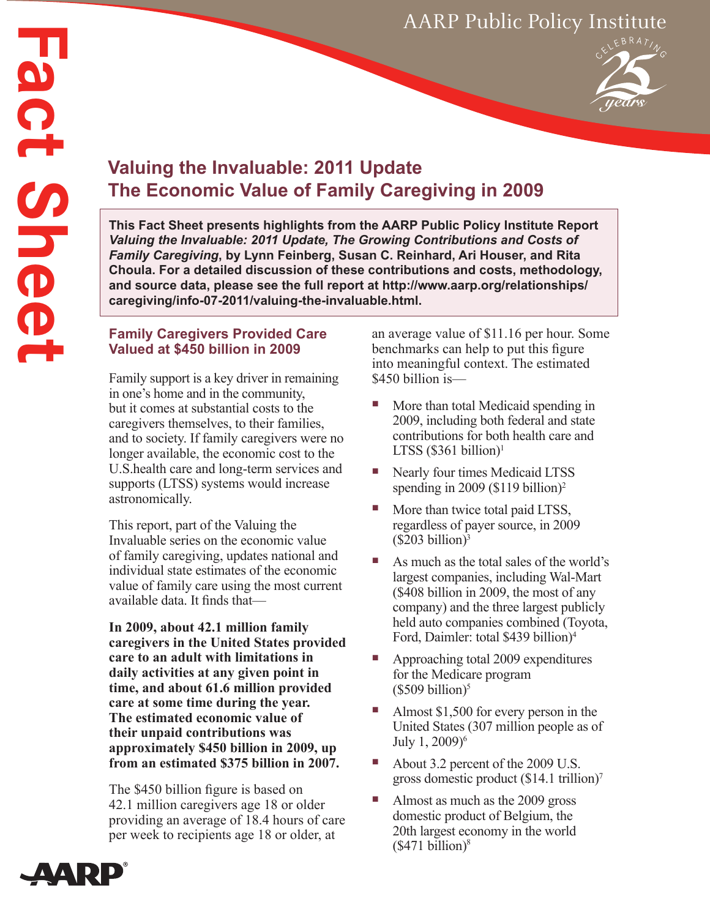# Valuing the Invaluable: 2011 Update
# The Economic Value of Family Caregiving in 2009

**This Fact Sheet presents highlights from the AARP Public Policy Institute Report *Valuing the Invaluable: 2011 Update, The Growing Contributions and Costs of Family Caregiving*, by Lynn Feinberg, Susan C. Reinhard, Ari Houser, and Rita Choula. For a detailed discussion of these contributions and costs, methodology, and source data, please see the full report at http://www.aarp.org/relationships/caregiving/info-07-2011/valuing-the-invaluable.html.**

## Family Caregivers Provided Care Valued at $450 billion in 2009

Family support is a key driver in remaining in one's home and in the community, but it comes at substantial costs to the caregivers themselves, to their families, and to society. If family caregivers were no longer available, the economic cost to the U.S.health care and long-term services and supports (LTSS) systems would increase astronomically.

This report, part of the Valuing the Invaluable series on the economic value of family caregiving, updates national and individual state estimates of the economic value of family care using the most current available data. It finds that—

**In 2009, about 42.1 million family caregivers in the United States provided care to an adult with limitations in daily activities at any given point in time, and about 61.6 million provided care at some time during the year. The estimated economic value of their unpaid contributions was approximately $450 billion in 2009, up from an estimated $375 billion in 2007.**

The $450 billion figure is based on 42.1 million caregivers age 18 or older providing an average of 18.4 hours of care per week to recipients age 18 or older, at an average value of $11.16 per hour. Some benchmarks can help to put this figure into meaningful context. The estimated $450 billion is—

- More than total Medicaid spending in 2009, including both federal and state contributions for both health care and LTSS ($361 billion)[1]
- Nearly four times Medicaid LTSS spending in 2009 ($119 billion)[2]
- More than twice total paid LTSS, regardless of payer source, in 2009 ($203 billion)[3]
- As much as the total sales of the world's largest companies, including Wal-Mart ($408 billion in 2009, the most of any company) and the three largest publicly held auto companies combined (Toyota, Ford, Daimler: total $439 billion)[4]
- Approaching total 2009 expenditures for the Medicare program ($509 billion)[5]
- Almost $1,500 for every person in the United States (307 million people as of July 1, 2009)[6]
- About 3.2 percent of the 2009 U.S. gross domestic product ($14.1 trillion)[7]
- Almost as much as the 2009 gross domestic product of Belgium, the 20th largest economy in the world ($471 billion)[8]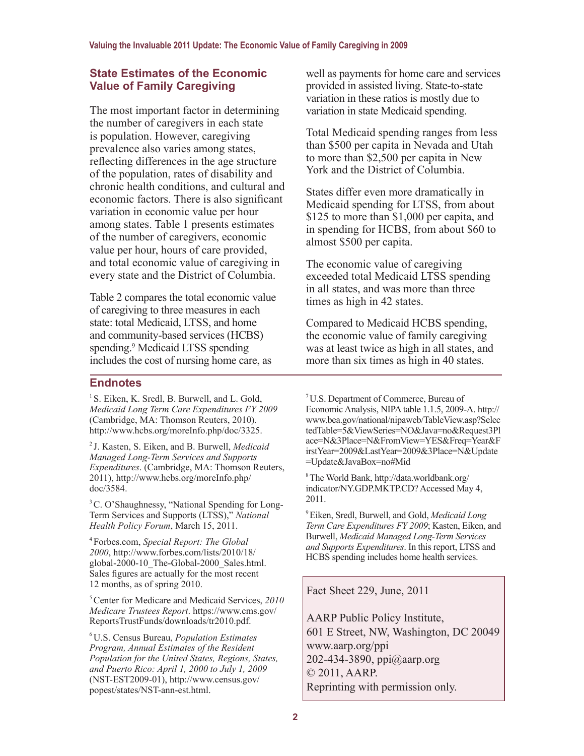## State Estimates of the Economic Value of Family Caregiving

The most important factor in determining the number of caregivers in each state is population. However, caregiving prevalence also varies among states, reflecting differences in the age structure of the population, rates of disability and chronic health conditions, and cultural and economic factors. There is also significant variation in economic value per hour among states. Table 1 presents estimates of the number of caregivers, economic value per hour, hours of care provided, and total economic value of caregiving in every state and the District of Columbia.

Table 2 compares the total economic value of caregiving to three measures in each state: total Medicaid, LTSS, and home and community-based services (HCBS) spending.[9] Medicaid LTSS spending includes the cost of nursing home care, as well as payments for home care and services provided in assisted living. State-to-state variation in these ratios is mostly due to variation in state Medicaid spending.

Total Medicaid spending ranges from less than $500 per capita in Nevada and Utah to more than $2,500 per capita in New York and the District of Columbia.

States differ even more dramatically in Medicaid spending for LTSS, from about $125 to more than $1,000 per capita, and in spending for HCBS, from about $60 to almost $500 per capita.

The economic value of caregiving exceeded total Medicaid LTSS spending in all states, and was more than three times as high in 42 states.

Compared to Medicaid HCBS spending, the economic value of family caregiving was at least twice as high in all states, and more than six times as high in 40 states.

## Endnotes

[1] S. Eiken, K. Sredl, B. Burwell, and L. Gold, *Medicaid Long Term Care Expenditures FY 2009* (Cambridge, MA: Thomson Reuters, 2010). http://www.hcbs.org/moreInfo.php/doc/3325.

[2] J. Kasten, S. Eiken, and B. Burwell, *Medicaid Managed Long-Term Services and Supports Expenditures*. (Cambridge, MA: Thomson Reuters, 2011), http://www.hcbs.org/moreInfo.php/doc/3584.

[3] C. O'Shaughnessy, "National Spending for Long-Term Services and Supports (LTSS)," *National Health Policy Forum*, March 15, 2011.

[4] Forbes.com, *Special Report: The Global 2000*, http://www.forbes.com/lists/2010/18/global-2000-10_The-Global-2000_Sales.html. Sales figures are actually for the most recent 12 months, as of spring 2010.

[5] Center for Medicare and Medicaid Services, *2010 Medicare Trustees Report*. https://www.cms.gov/ReportsTrustFunds/downloads/tr2010.pdf.

[6] U.S. Census Bureau, *Population Estimates Program, Annual Estimates of the Resident Population for the United States, Regions, States, and Puerto Rico: April 1, 2000 to July 1, 2009* (NST-EST2009-01), http://www.census.gov/popest/states/NST-ann-est.html.

[7] U.S. Department of Commerce, Bureau of Economic Analysis, NIPA table 1.1.5, 2009-A. http://www.bea.gov/national/nipaweb/TableView.asp?SelectedTable=5&ViewSeries=NO&Java=no&Request3Place=N&3Place=N&FromView=YES&Freq=Year&FirstYear=2009&LastYear=2009&3Place=N&Update=Update&JavaBox=no#Mid

[8] The World Bank, http://data.worldbank.org/indicator/NY.GDP.MKTP.CD? Accessed May 4, 2011.

[9] Eiken, Sredl, Burwell, and Gold, *Medicaid Long Term Care Expenditures FY 2009*; Kasten, Eiken, and Burwell, *Medicaid Managed Long-Term Services and Supports Expenditures*. In this report, LTSS and HCBS spending includes home health services.

Fact Sheet 229, June, 2011

AARP Public Policy Institute,
601 E Street, NW, Washington, DC 20049
www.aarp.org/ppi
202-434-3890, ppi@aarp.org
© 2011, AARP.
Reprinting with permission only.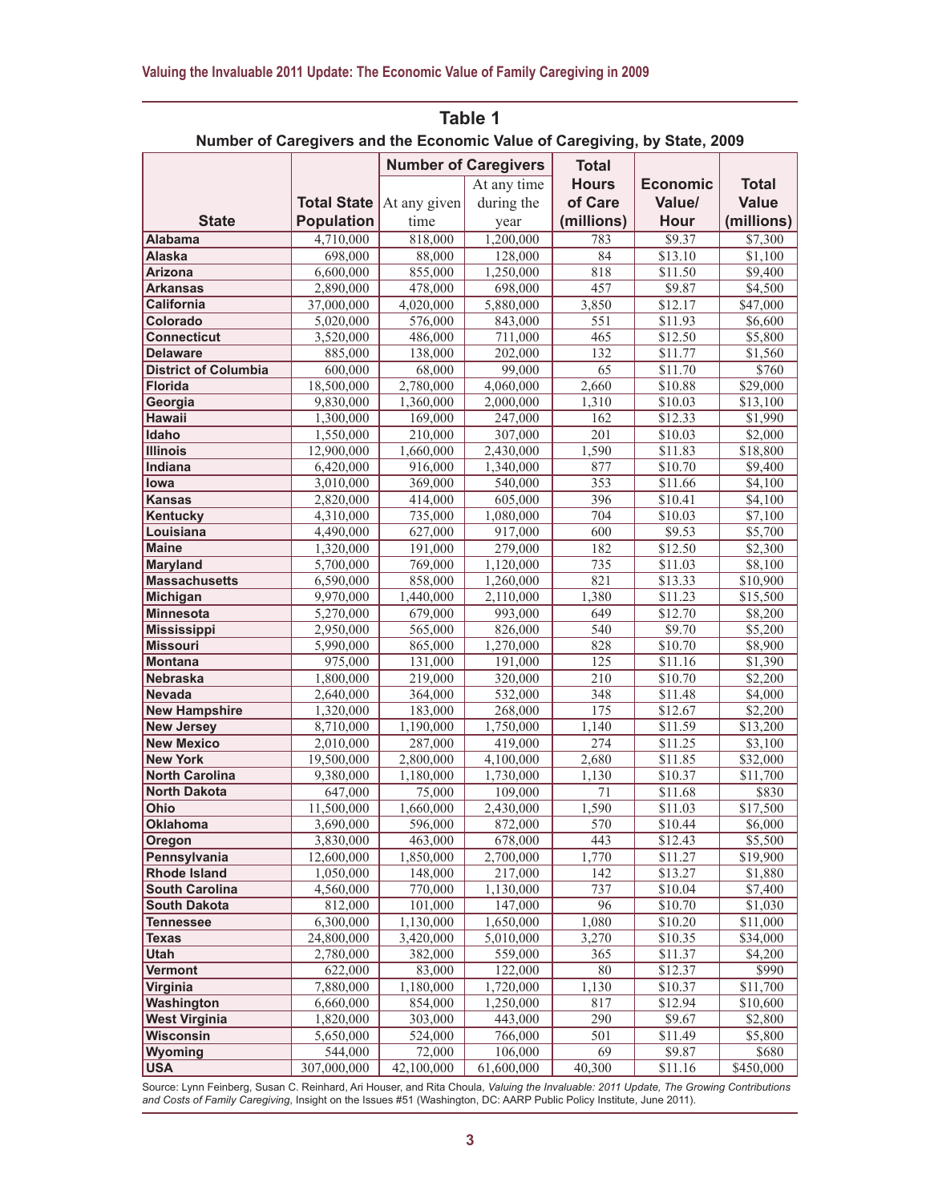## Table 1

**Number of Caregivers and the Economic Value of Caregiving, by State, 2009**

| State | Total State Population | Number of Caregivers | | Total Hours of Care (millions) | Economic Value/ Hour | Total Value (millions) |
|---|---|---|---|---|---|---|
| | | At any given time | At any time during the year | | | |
| **Alabama** | 4,710,000 | 818,000 | 1,200,000 | 783 | $9.37 | $7,300 |
| **Alaska** | 698,000 | 88,000 | 128,000 | 84 | $13.10 | $1,100 |
| **Arizona** | 6,600,000 | 855,000 | 1,250,000 | 818 | $11.50 | $9,400 |
| **Arkansas** | 2,890,000 | 478,000 | 698,000 | 457 | $9.87 | $4,500 |
| **California** | 37,000,000 | 4,020,000 | 5,880,000 | 3,850 | $12.17 | $47,000 |
| **Colorado** | 5,020,000 | 576,000 | 843,000 | 551 | $11.93 | $6,600 |
| **Connecticut** | 3,520,000 | 486,000 | 711,000 | 465 | $12.50 | $5,800 |
| **Delaware** | 885,000 | 138,000 | 202,000 | 132 | $11.77 | $1,560 |
| **District of Columbia** | 600,000 | 68,000 | 99,000 | 65 | $11.70 | $760 |
| **Florida** | 18,500,000 | 2,780,000 | 4,060,000 | 2,660 | $10.88 | $29,000 |
| **Georgia** | 9,830,000 | 1,360,000 | 2,000,000 | 1,310 | $10.03 | $13,100 |
| **Hawaii** | 1,300,000 | 169,000 | 247,000 | 162 | $12.33 | $1,990 |
| **Idaho** | 1,550,000 | 210,000 | 307,000 | 201 | $10.03 | $2,000 |
| **Illinois** | 12,900,000 | 1,660,000 | 2,430,000 | 1,590 | $11.83 | $18,800 |
| **Indiana** | 6,420,000 | 916,000 | 1,340,000 | 877 | $10.70 | $9,400 |
| **Iowa** | 3,010,000 | 369,000 | 540,000 | 353 | $11.66 | $4,100 |
| **Kansas** | 2,820,000 | 414,000 | 605,000 | 396 | $10.41 | $4,100 |
| **Kentucky** | 4,310,000 | 735,000 | 1,080,000 | 704 | $10.03 | $7,100 |
| **Louisiana** | 4,490,000 | 627,000 | 917,000 | 600 | $9.53 | $5,700 |
| **Maine** | 1,320,000 | 191,000 | 279,000 | 182 | $12.50 | $2,300 |
| **Maryland** | 5,700,000 | 769,000 | 1,120,000 | 735 | $11.03 | $8,100 |
| **Massachusetts** | 6,590,000 | 858,000 | 1,260,000 | 821 | $13.33 | $10,900 |
| **Michigan** | 9,970,000 | 1,440,000 | 2,110,000 | 1,380 | $11.23 | $15,500 |
| **Minnesota** | 5,270,000 | 679,000 | 993,000 | 649 | $12.70 | $8,200 |
| **Mississippi** | 2,950,000 | 565,000 | 826,000 | 540 | $9.70 | $5,200 |
| **Missouri** | 5,990,000 | 865,000 | 1,270,000 | 828 | $10.70 | $8,900 |
| **Montana** | 975,000 | 131,000 | 191,000 | 125 | $11.16 | $1,390 |
| **Nebraska** | 1,800,000 | 219,000 | 320,000 | 210 | $10.70 | $2,200 |
| **Nevada** | 2,640,000 | 364,000 | 532,000 | 348 | $11.48 | $4,000 |
| **New Hampshire** | 1,320,000 | 183,000 | 268,000 | 175 | $12.67 | $2,200 |
| **New Jersey** | 8,710,000 | 1,190,000 | 1,750,000 | 1,140 | $11.59 | $13,200 |
| **New Mexico** | 2,010,000 | 287,000 | 419,000 | 274 | $11.25 | $3,100 |
| **New York** | 19,500,000 | 2,800,000 | 4,100,000 | 2,680 | $11.85 | $32,000 |
| **North Carolina** | 9,380,000 | 1,180,000 | 1,730,000 | 1,130 | $10.37 | $11,700 |
| **North Dakota** | 647,000 | 75,000 | 109,000 | 71 | $11.68 | $830 |
| **Ohio** | 11,500,000 | 1,660,000 | 2,430,000 | 1,590 | $11.03 | $17,500 |
| **Oklahoma** | 3,690,000 | 596,000 | 872,000 | 570 | $10.44 | $6,000 |
| **Oregon** | 3,830,000 | 463,000 | 678,000 | 443 | $12.43 | $5,500 |
| **Pennsylvania** | 12,600,000 | 1,850,000 | 2,700,000 | 1,770 | $11.27 | $19,900 |
| **Rhode Island** | 1,050,000 | 148,000 | 217,000 | 142 | $13.27 | $1,880 |
| **South Carolina** | 4,560,000 | 770,000 | 1,130,000 | 737 | $10.04 | $7,400 |
| **South Dakota** | 812,000 | 101,000 | 147,000 | 96 | $10.70 | $1,030 |
| **Tennessee** | 6,300,000 | 1,130,000 | 1,650,000 | 1,080 | $10.20 | $11,000 |
| **Texas** | 24,800,000 | 3,420,000 | 5,010,000 | 3,270 | $10.35 | $34,000 |
| **Utah** | 2,780,000 | 382,000 | 559,000 | 365 | $11.37 | $4,200 |
| **Vermont** | 622,000 | 83,000 | 122,000 | 80 | $12.37 | $990 |
| **Virginia** | 7,880,000 | 1,180,000 | 1,720,000 | 1,130 | $10.37 | $11,700 |
| **Washington** | 6,660,000 | 854,000 | 1,250,000 | 817 | $12.94 | $10,600 |
| **West Virginia** | 1,820,000 | 303,000 | 443,000 | 290 | $9.67 | $2,800 |
| **Wisconsin** | 5,650,000 | 524,000 | 766,000 | 501 | $11.49 | $5,800 |
| **Wyoming** | 544,000 | 72,000 | 106,000 | 69 | $9.87 | $680 |
| **USA** | 307,000,000 | 42,100,000 | 61,600,000 | 40,300 | $11.16 | $450,000 |

Source: Lynn Feinberg, Susan C. Reinhard, Ari Houser, and Rita Choula, *Valuing the Invaluable: 2011 Update, The Growing Contributions and Costs of Family Caregiving*, Insight on the Issues #51 (Washington, DC: AARP Public Policy Institute, June 2011).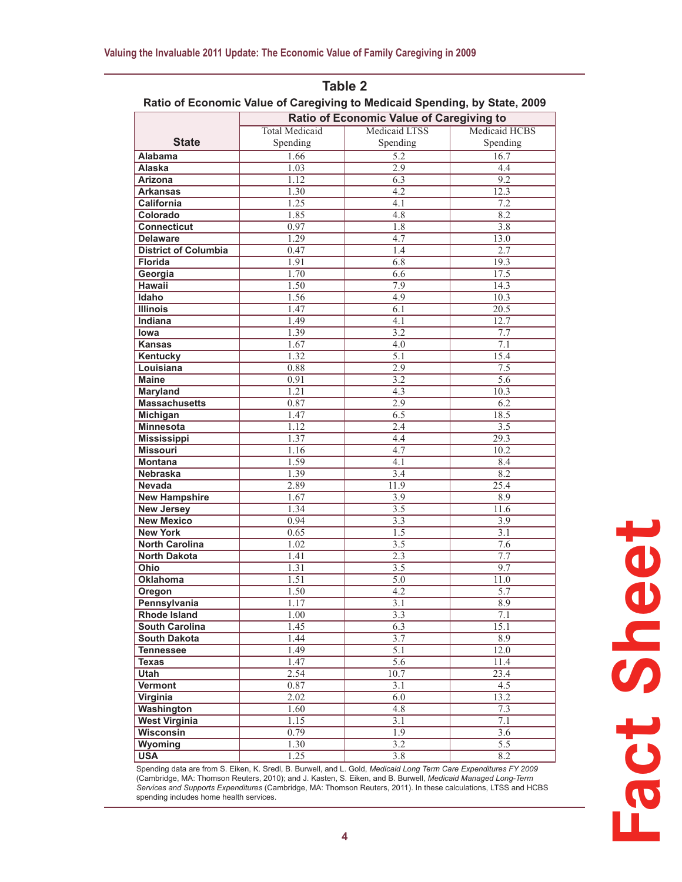## Table 2

### Ratio of Economic Value of Caregiving to Medicaid Spending, by State, 2009

| State | Ratio of Economic Value of Caregiving to | | |
|---|---|---|---|
| | Total Medicaid Spending | Medicaid LTSS Spending | Medicaid HCBS Spending |
| **Alabama** | 1.66 | 5.2 | 16.7 |
| **Alaska** | 1.03 | 2.9 | 4.4 |
| **Arizona** | 1.12 | 6.3 | 9.2 |
| **Arkansas** | 1.30 | 4.2 | 12.3 |
| **California** | 1.25 | 4.1 | 7.2 |
| **Colorado** | 1.85 | 4.8 | 8.2 |
| **Connecticut** | 0.97 | 1.8 | 3.8 |
| **Delaware** | 1.29 | 4.7 | 13.0 |
| **District of Columbia** | 0.47 | 1.4 | 2.7 |
| **Florida** | 1.91 | 6.8 | 19.3 |
| **Georgia** | 1.70 | 6.6 | 17.5 |
| **Hawaii** | 1.50 | 7.9 | 14.3 |
| **Idaho** | 1.56 | 4.9 | 10.3 |
| **Illinois** | 1.47 | 6.1 | 20.5 |
| **Indiana** | 1.49 | 4.1 | 12.7 |
| **Iowa** | 1.39 | 3.2 | 7.7 |
| **Kansas** | 1.67 | 4.0 | 7.1 |
| **Kentucky** | 1.32 | 5.1 | 15.4 |
| **Louisiana** | 0.88 | 2.9 | 7.5 |
| **Maine** | 0.91 | 3.2 | 5.6 |
| **Maryland** | 1.21 | 4.3 | 10.3 |
| **Massachusetts** | 0.87 | 2.9 | 6.2 |
| **Michigan** | 1.47 | 6.5 | 18.5 |
| **Minnesota** | 1.12 | 2.4 | 3.5 |
| **Mississippi** | 1.37 | 4.4 | 29.3 |
| **Missouri** | 1.16 | 4.7 | 10.2 |
| **Montana** | 1.59 | 4.1 | 8.4 |
| **Nebraska** | 1.39 | 3.4 | 8.2 |
| **Nevada** | 2.89 | 11.9 | 25.4 |
| **New Hampshire** | 1.67 | 3.9 | 8.9 |
| **New Jersey** | 1.34 | 3.5 | 11.6 |
| **New Mexico** | 0.94 | 3.3 | 3.9 |
| **New York** | 0.65 | 1.5 | 3.1 |
| **North Carolina** | 1.02 | 3.5 | 7.6 |
| **North Dakota** | 1.41 | 2.3 | 7.7 |
| **Ohio** | 1.31 | 3.5 | 9.7 |
| **Oklahoma** | 1.51 | 5.0 | 11.0 |
| **Oregon** | 1.50 | 4.2 | 5.7 |
| **Pennsylvania** | 1.17 | 3.1 | 8.9 |
| **Rhode Island** | 1.00 | 3.3 | 7.1 |
| **South Carolina** | 1.45 | 6.3 | 15.1 |
| **South Dakota** | 1.44 | 3.7 | 8.9 |
| **Tennessee** | 1.49 | 5.1 | 12.0 |
| **Texas** | 1.47 | 5.6 | 11.4 |
| **Utah** | 2.54 | 10.7 | 23.4 |
| **Vermont** | 0.87 | 3.1 | 4.5 |
| **Virginia** | 2.02 | 6.0 | 13.2 |
| **Washington** | 1.60 | 4.8 | 7.3 |
| **West Virginia** | 1.15 | 3.1 | 7.1 |
| **Wisconsin** | 0.79 | 1.9 | 3.6 |
| **Wyoming** | 1.30 | 3.2 | 5.5 |
| **USA** | 1.25 | 3.8 | 8.2 |

Spending data are from S. Eiken, K. Sredl, B. Burwell, and L. Gold, *Medicaid Long Term Care Expenditures FY 2009* (Cambridge, MA: Thomson Reuters, 2010); and J. Kasten, S. Eiken, and B. Burwell, *Medicaid Managed Long-Term Services and Supports Expenditures* (Cambridge, MA: Thomson Reuters, 2011). In these calculations, LTSS and HCBS spending includes home health services.